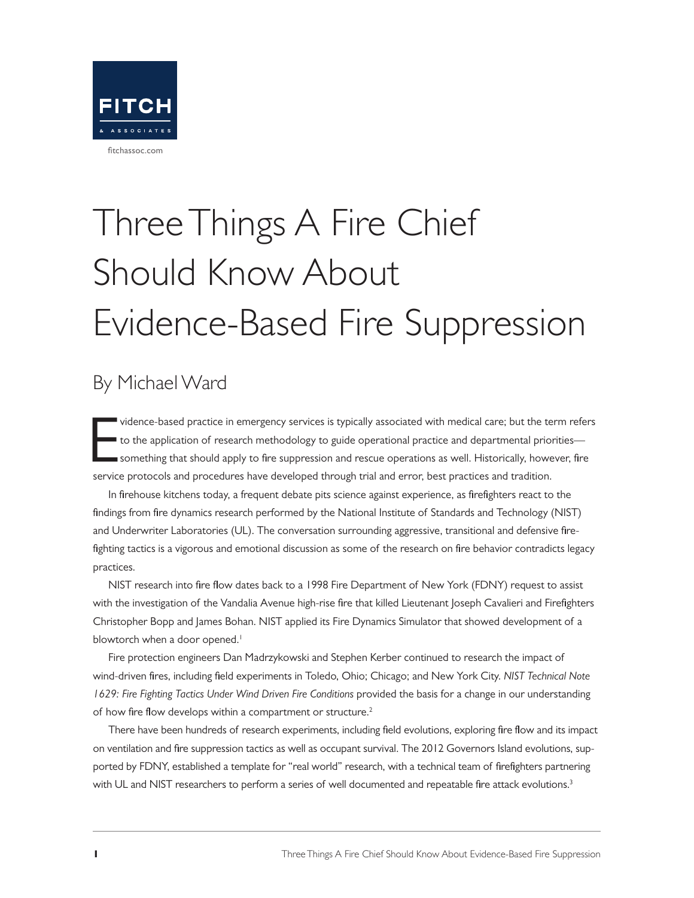FITCH & ASSOCIATES

fitchassoc.com

# Three Things A Fire Chief Should Know About Evidence-Based Fire Suppression

## By Michael Ward

Evidence-based practice in emergency services is typically associated with medical care; but the term refers to the application of research methodology to guide operational practice and departmental priorities—something that should apply to fire suppression and rescue operations as well. Historically, however, fire service protocols and procedures have developed through trial and error, best practices and tradition.

In firehouse kitchens today, a frequent debate pits science against experience, as firefighters react to the findings from fire dynamics research performed by the National Institute of Standards and Technology (NIST) and Underwriter Laboratories (UL). The conversation surrounding aggressive, transitional and defensive firefighting tactics is a vigorous and emotional discussion as some of the research on fire behavior contradicts legacy practices.

NIST research into fire flow dates back to a 1998 Fire Department of New York (FDNY) request to assist with the investigation of the Vandalia Avenue high-rise fire that killed Lieutenant Joseph Cavalieri and Firefighters Christopher Bopp and James Bohan. NIST applied its Fire Dynamics Simulator that showed development of a blowtorch when a door opened.[1]

Fire protection engineers Dan Madrzykowski and Stephen Kerber continued to research the impact of wind-driven fires, including field experiments in Toledo, Ohio; Chicago; and New York City. *NIST Technical Note 1629: Fire Fighting Tactics Under Wind Driven Fire Conditions* provided the basis for a change in our understanding of how fire flow develops within a compartment or structure.[2]

There have been hundreds of research experiments, including field evolutions, exploring fire flow and its impact on ventilation and fire suppression tactics as well as occupant survival. The 2012 Governors Island evolutions, supported by FDNY, established a template for "real world" research, with a technical team of firefighters partnering with UL and NIST researchers to perform a series of well documented and repeatable fire attack evolutions.[3]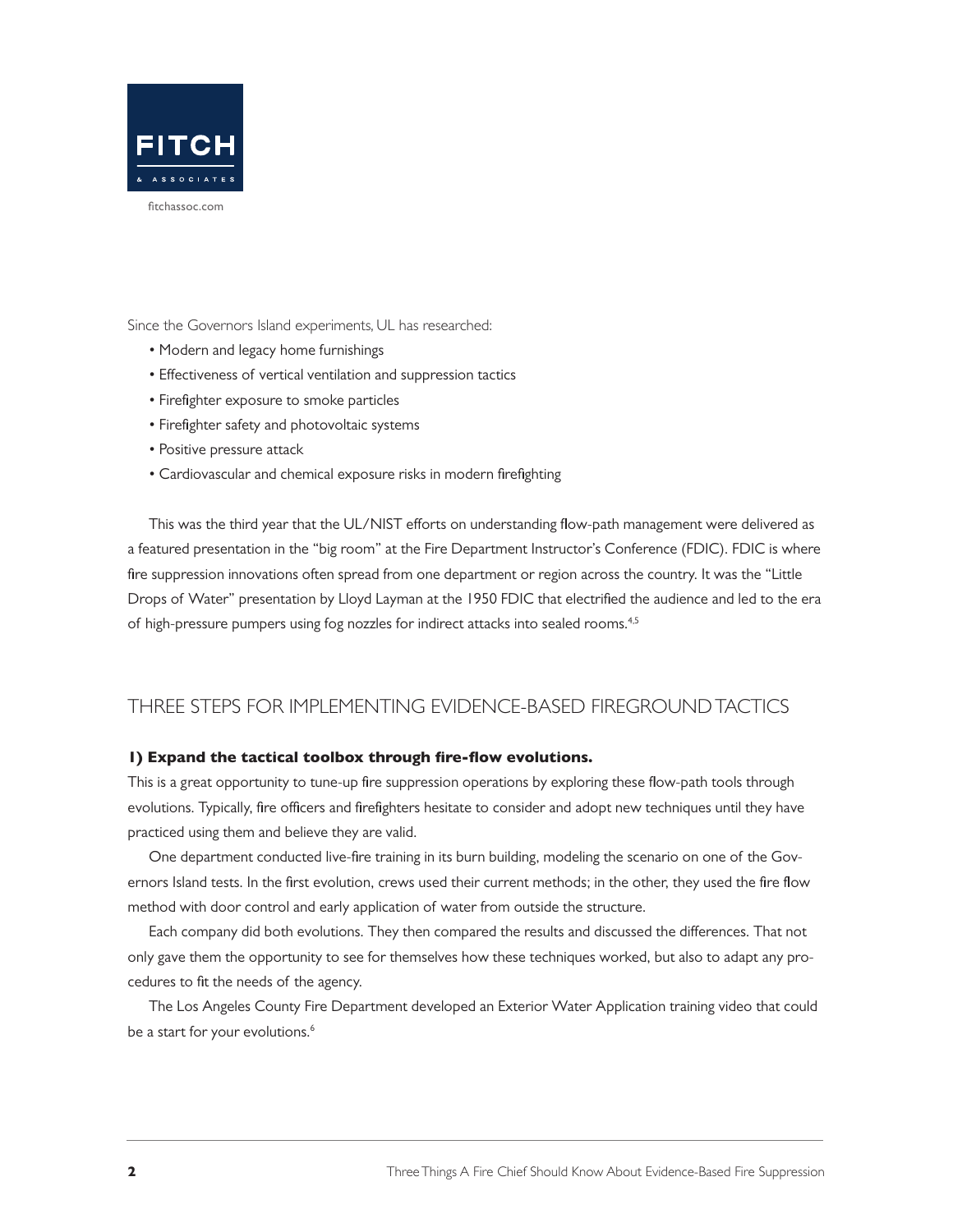Since the Governors Island experiments, UL has researched:

- Modern and legacy home furnishings
- Effectiveness of vertical ventilation and suppression tactics
- Firefighter exposure to smoke particles
- Firefighter safety and photovoltaic systems
- Positive pressure attack
- Cardiovascular and chemical exposure risks in modern firefighting

This was the third year that the UL/NIST efforts on understanding flow-path management were delivered as a featured presentation in the "big room" at the Fire Department Instructor's Conference (FDIC). FDIC is where fire suppression innovations often spread from one department or region across the country. It was the "Little Drops of Water" presentation by Lloyd Layman at the 1950 FDIC that electrified the audience and led to the era of high-pressure pumpers using fog nozzles for indirect attacks into sealed rooms.[4,5]

## THREE STEPS FOR IMPLEMENTING EVIDENCE-BASED FIREGROUND TACTICS

**1) Expand the tactical toolbox through fire-flow evolutions.**

This is a great opportunity to tune-up fire suppression operations by exploring these flow-path tools through evolutions. Typically, fire officers and firefighters hesitate to consider and adopt new techniques until they have practiced using them and believe they are valid.

One department conducted live-fire training in its burn building, modeling the scenario on one of the Governors Island tests. In the first evolution, crews used their current methods; in the other, they used the fire flow method with door control and early application of water from outside the structure.

Each company did both evolutions. They then compared the results and discussed the differences. That not only gave them the opportunity to see for themselves how these techniques worked, but also to adapt any procedures to fit the needs of the agency.

The Los Angeles County Fire Department developed an Exterior Water Application training video that could be a start for your evolutions.[6]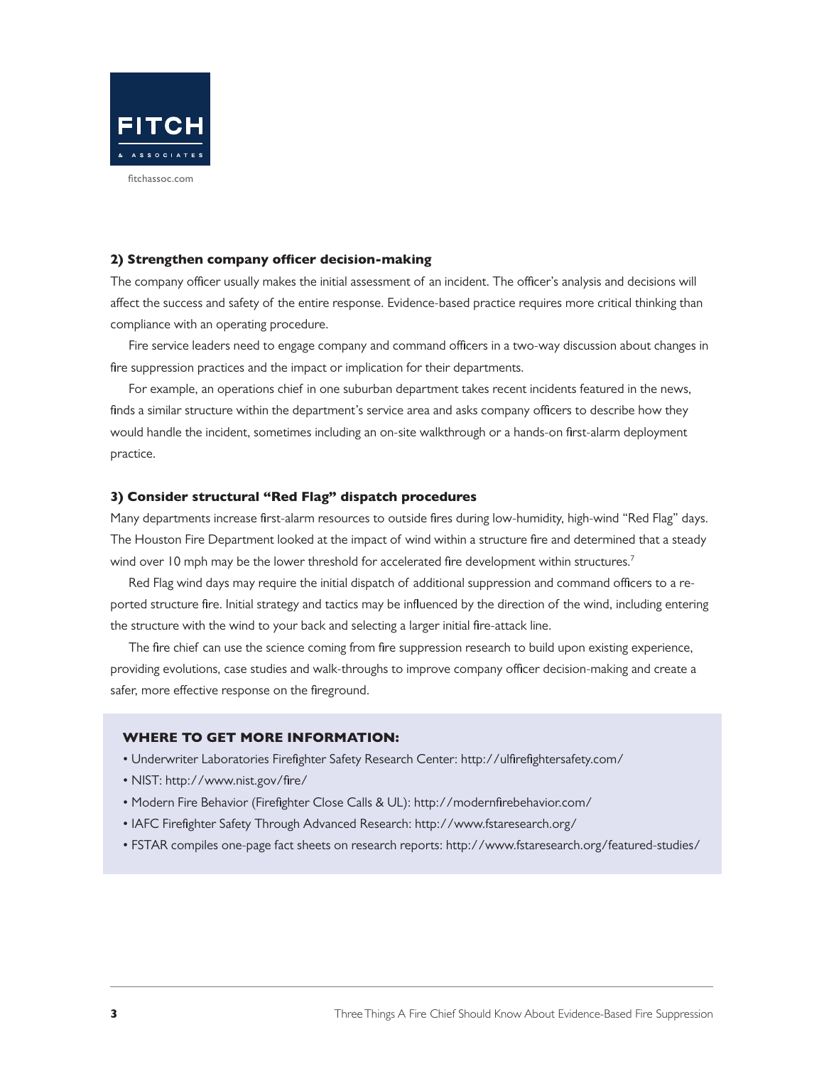### 2) Strengthen company officer decision-making

The company officer usually makes the initial assessment of an incident. The officer's analysis and decisions will affect the success and safety of the entire response. Evidence-based practice requires more critical thinking than compliance with an operating procedure.

Fire service leaders need to engage company and command officers in a two-way discussion about changes in fire suppression practices and the impact or implication for their departments.

For example, an operations chief in one suburban department takes recent incidents featured in the news, finds a similar structure within the department's service area and asks company officers to describe how they would handle the incident, sometimes including an on-site walkthrough or a hands-on first-alarm deployment practice.

### 3) Consider structural "Red Flag" dispatch procedures

Many departments increase first-alarm resources to outside fires during low-humidity, high-wind "Red Flag" days. The Houston Fire Department looked at the impact of wind within a structure fire and determined that a steady wind over 10 mph may be the lower threshold for accelerated fire development within structures.[7]

Red Flag wind days may require the initial dispatch of additional suppression and command officers to a reported structure fire. Initial strategy and tactics may be influenced by the direction of the wind, including entering the structure with the wind to your back and selecting a larger initial fire-attack line.

The fire chief can use the science coming from fire suppression research to build upon existing experience, providing evolutions, case studies and walk-throughs to improve company officer decision-making and create a safer, more effective response on the fireground.

#### WHERE TO GET MORE INFORMATION:

- Underwriter Laboratories Firefighter Safety Research Center: http://ulfirefightersafety.com/
- NIST: http://www.nist.gov/fire/
- Modern Fire Behavior (Firefighter Close Calls & UL): http://modernfirebehavior.com/
- IAFC Firefighter Safety Through Advanced Research: http://www.fstaresearch.org/
- FSTAR compiles one-page fact sheets on research reports: http://www.fstaresearch.org/featured-studies/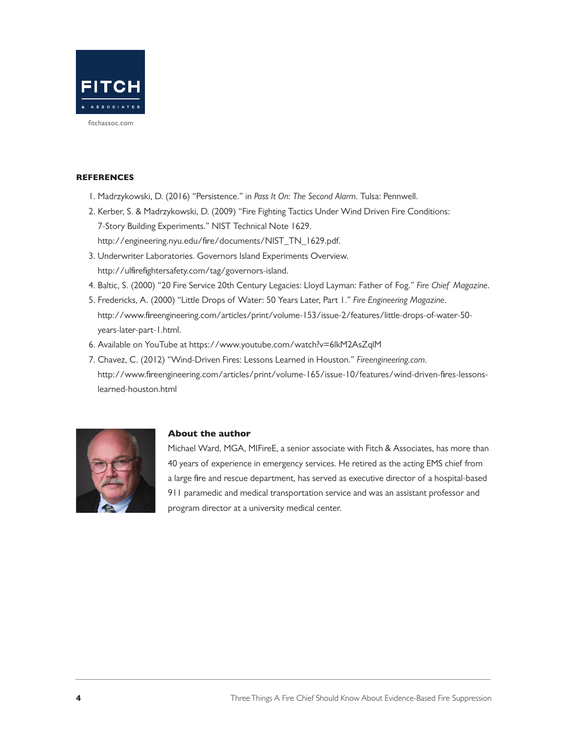fitchassoc.com

## REFERENCES

1. Madrzykowski, D. (2016) "Persistence." in *Pass It On: The Second Alarm*. Tulsa: Pennwell.
2. Kerber, S. & Madrzykowski, D. (2009) "Fire Fighting Tactics Under Wind Driven Fire Conditions: 7-Story Building Experiments." NIST Technical Note 1629. http://engineering.nyu.edu/fire/documents/NIST_TN_1629.pdf.
3. Underwriter Laboratories. Governors Island Experiments Overview. http://ulfirefightersafety.com/tag/governors-island.
4. Baltic, S. (2000) "20 Fire Service 20th Century Legacies: Lloyd Layman: Father of Fog." *Fire Chief Magazine*.
5. Fredericks, A. (2000) "Little Drops of Water: 50 Years Later, Part 1." *Fire Engineering Magazine*. http://www.fireengineering.com/articles/print/volume-153/issue-2/features/little-drops-of-water-50-years-later-part-1.html.
6. Available on YouTube at https://www.youtube.com/watch?v=6lkM2AsZqlM
7. Chavez, C. (2012) "Wind-Driven Fires: Lessons Learned in Houston." *Fireengineering.com*. http://www.fireengineering.com/articles/print/volume-165/issue-10/features/wind-driven-fires-lessons-learned-houston.html

### About the author

Michael Ward, MGA, MIFireE, a senior associate with Fitch & Associates, has more than 40 years of experience in emergency services. He retired as the acting EMS chief from a large fire and rescue department, has served as executive director of a hospital-based 911 paramedic and medical transportation service and was an assistant professor and program director at a university medical center.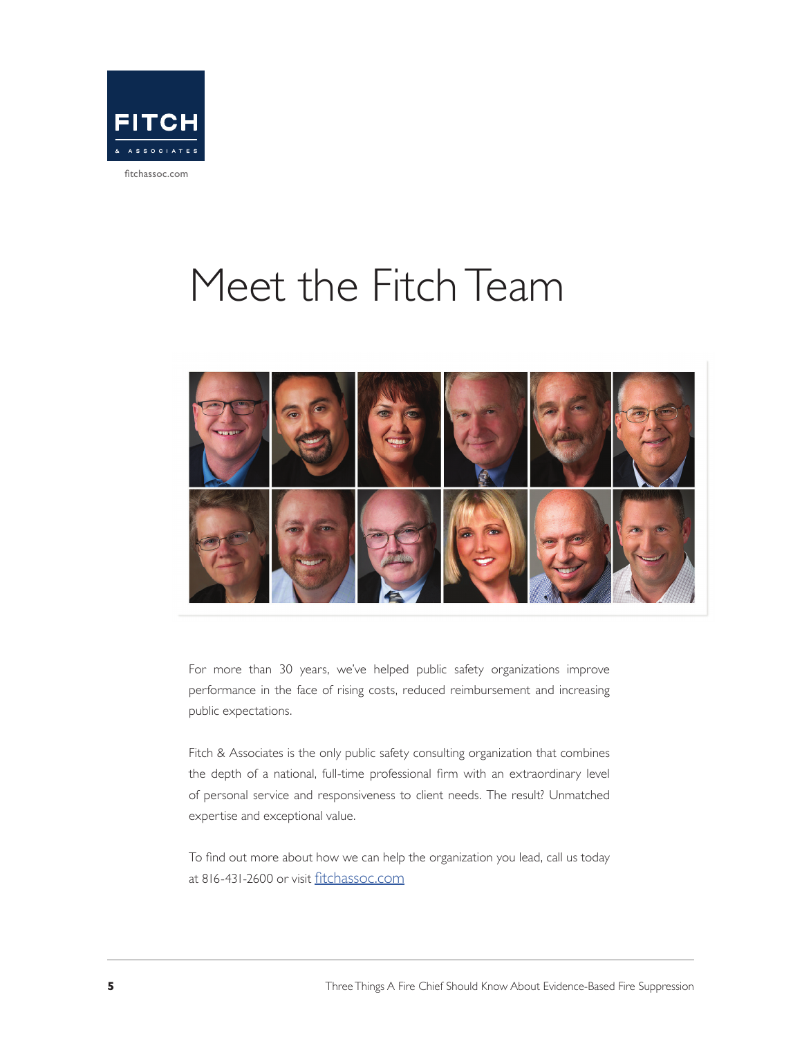FITCH

& ASSOCIATES

fitchassoc.com

# Meet the Fitch Team

For more than 30 years, we've helped public safety organizations improve performance in the face of rising costs, reduced reimbursement and increasing public expectations.

Fitch & Associates is the only public safety consulting organization that combines the depth of a national, full-time professional firm with an extraordinary level of personal service and responsiveness to client needs. The result? Unmatched expertise and exceptional value.

To find out more about how we can help the organization you lead, call us today at 816-431-2600 or visit [fitchassoc.com](fitchassoc.com)